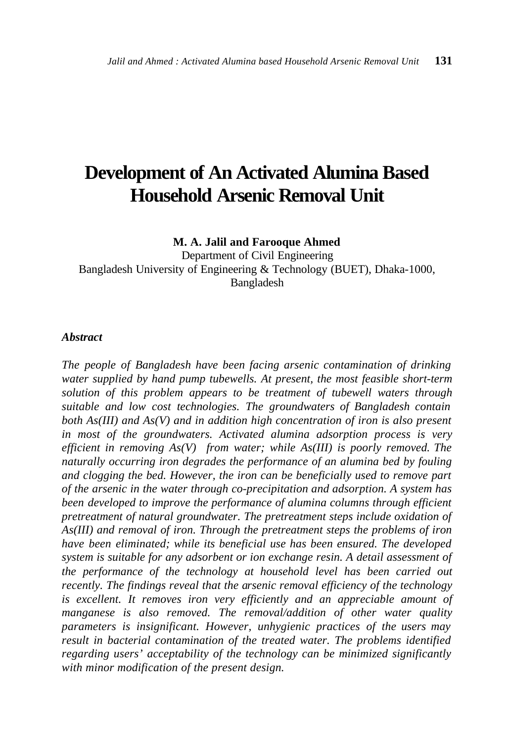# Development of An Activated Alumina Based Household Arsenic Removal Unit

**M. A. Jalil and Farooque Ahmed**

Department of Civil Engineering

Bangladesh University of Engineering & Technology (BUET), Dhaka-1000, Bangladesh

### *Abstract*

*The people of Bangladesh have been facing arsenic contamination of drinking water supplied by hand pump tubewells. At present, the most feasible short-term solution of this problem appears to be treatment of tubewell waters through suitable and low cost technologies. The groundwaters of Bangladesh contain both As(III) and As(V) and in addition high concentration of iron is also present in most of the groundwaters. Activated alumina adsorption process is very efficient in removing As(V) from water; while As(III) is poorly removed. The naturally occurring iron degrades the performance of an alumina bed by fouling and clogging the bed. However, the iron can be beneficially used to remove part of the arsenic in the water through co-precipitation and adsorption. A system has been developed to improve the performance of alumina columns through efficient pretreatment of natural groundwater. The pretreatment steps include oxidation of As(III) and removal of iron. Through the pretreatment steps the problems of iron have been eliminated; while its beneficial use has been ensured. The developed system is suitable for any adsorbent or ion exchange resin. A detail assessment of the performance of the technology at household level has been carried out recently. The findings reveal that the arsenic removal efficiency of the technology is excellent. It removes iron very efficiently and an appreciable amount of manganese is also removed. The removal/addition of other water quality parameters is insignificant. However, unhygienic practices of the users may result in bacterial contamination of the treated water. The problems identified regarding users' acceptability of the technology can be minimized significantly with minor modification of the present design.*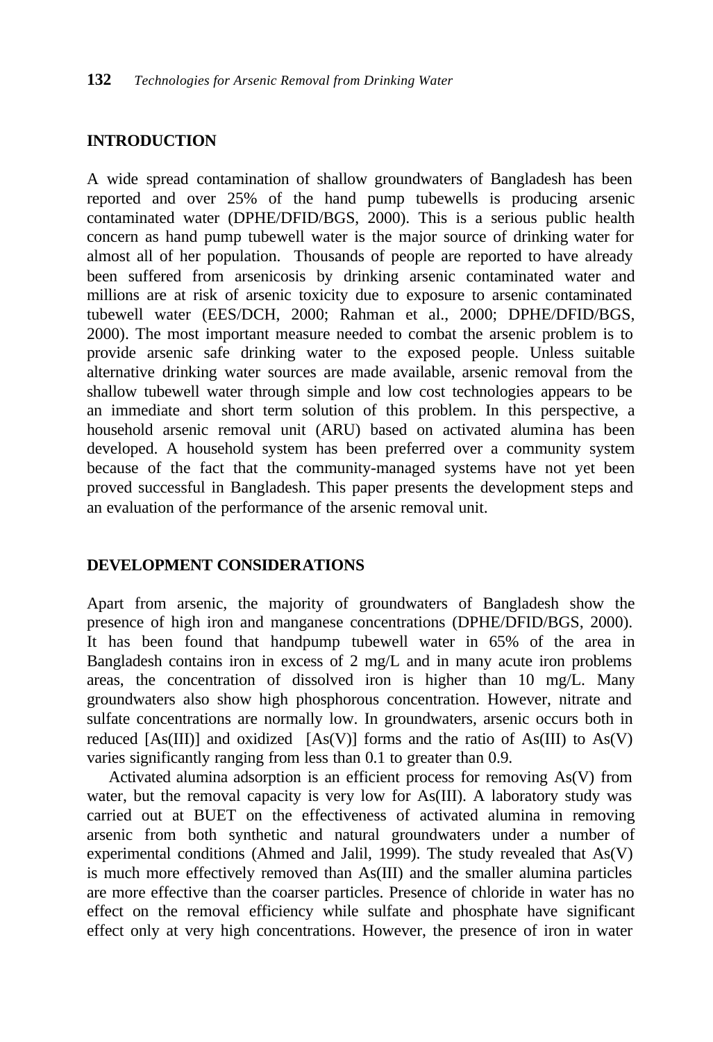## INTRODUCTION

A wide spread contamination of shallow groundwaters of Bangladesh has been reported and over 25% of the hand pump tubewells is producing arsenic contaminated water (DPHE/DFID/BGS, 2000). This is a serious public health concern as hand pump tubewell water is the major source of drinking water for almost all of her population. Thousands of people are reported to have already been suffered from arsenicosis by drinking arsenic contaminated water and millions are at risk of arsenic toxicity due to exposure to arsenic contaminated tubewell water (EES/DCH, 2000; Rahman et al., 2000; DPHE/DFID/BGS, 2000). The most important measure needed to combat the arsenic problem is to provide arsenic safe drinking water to the exposed people. Unless suitable alternative drinking water sources are made available, arsenic removal from the shallow tubewell water through simple and low cost technologies appears to be an immediate and short term solution of this problem. In this perspective, a household arsenic removal unit (ARU) based on activated alumina has been developed. A household system has been preferred over a community system because of the fact that the community-managed systems have not yet been proved successful in Bangladesh. This paper presents the development steps and an evaluation of the performance of the arsenic removal unit.

## DEVELOPMENT CONSIDERATIONS

Apart from arsenic, the majority of groundwaters of Bangladesh show the presence of high iron and manganese concentrations (DPHE/DFID/BGS, 2000). It has been found that handpump tubewell water in 65% of the area in Bangladesh contains iron in excess of 2 mg/L and in many acute iron problems areas, the concentration of dissolved iron is higher than 10 mg/L. Many groundwaters also show high phosphorous concentration. However, nitrate and sulfate concentrations are normally low. In groundwaters, arsenic occurs both in reduced [As(III)] and oxidized [As(V)] forms and the ratio of As(III) to As(V) varies significantly ranging from less than 0.1 to greater than 0.9.

Activated alumina adsorption is an efficient process for removing As(V) from water, but the removal capacity is very low for As(III). A laboratory study was carried out at BUET on the effectiveness of activated alumina in removing arsenic from both synthetic and natural groundwaters under a number of experimental conditions (Ahmed and Jalil, 1999). The study revealed that As(V) is much more effectively removed than As(III) and the smaller alumina particles are more effective than the coarser particles. Presence of chloride in water has no effect on the removal efficiency while sulfate and phosphate have significant effect only at very high concentrations. However, the presence of iron in water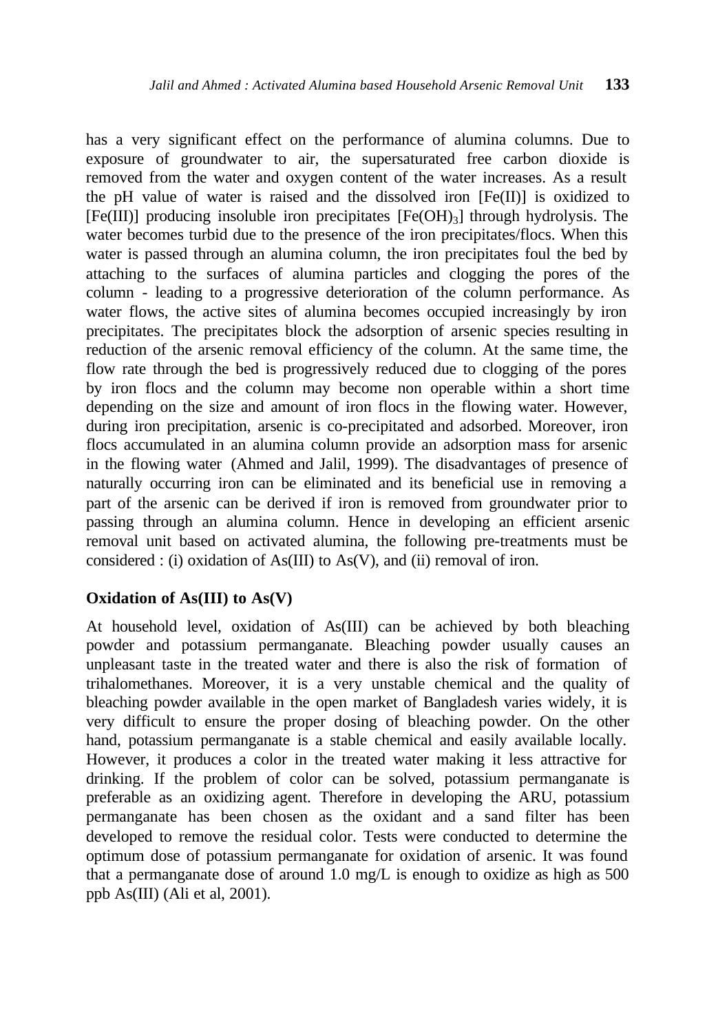has a very significant effect on the performance of alumina columns. Due to exposure of groundwater to air, the supersaturated free carbon dioxide is removed from the water and oxygen content of the water increases. As a result the pH value of water is raised and the dissolved iron [Fe(II)] is oxidized to [Fe(III)] producing insoluble iron precipitates [$Fe(OH)_3$] through hydrolysis. The water becomes turbid due to the presence of the iron precipitates/flocs. When this water is passed through an alumina column, the iron precipitates foul the bed by attaching to the surfaces of alumina particles and clogging the pores of the column - leading to a progressive deterioration of the column performance. As water flows, the active sites of alumina becomes occupied increasingly by iron precipitates. The precipitates block the adsorption of arsenic species resulting in reduction of the arsenic removal efficiency of the column. At the same time, the flow rate through the bed is progressively reduced due to clogging of the pores by iron flocs and the column may become non operable within a short time depending on the size and amount of iron flocs in the flowing water. However, during iron precipitation, arsenic is co-precipitated and adsorbed. Moreover, iron flocs accumulated in an alumina column provide an adsorption mass for arsenic in the flowing water (Ahmed and Jalil, 1999). The disadvantages of presence of naturally occurring iron can be eliminated and its beneficial use in removing a part of the arsenic can be derived if iron is removed from groundwater prior to passing through an alumina column. Hence in developing an efficient arsenic removal unit based on activated alumina, the following pre-treatments must be considered : (i) oxidation of As(III) to As(V), and (ii) removal of iron.

## Oxidation of As(III) to As(V)

At household level, oxidation of As(III) can be achieved by both bleaching powder and potassium permanganate. Bleaching powder usually causes an unpleasant taste in the treated water and there is also the risk of formation of trihalomethanes. Moreover, it is a very unstable chemical and the quality of bleaching powder available in the open market of Bangladesh varies widely, it is very difficult to ensure the proper dosing of bleaching powder. On the other hand, potassium permanganate is a stable chemical and easily available locally. However, it produces a color in the treated water making it less attractive for drinking. If the problem of color can be solved, potassium permanganate is preferable as an oxidizing agent. Therefore in developing the ARU, potassium permanganate has been chosen as the oxidant and a sand filter has been developed to remove the residual color. Tests were conducted to determine the optimum dose of potassium permanganate for oxidation of arsenic. It was found that a permanganate dose of around 1.0 mg/L is enough to oxidize as high as 500 ppb As(III) (Ali et al, 2001).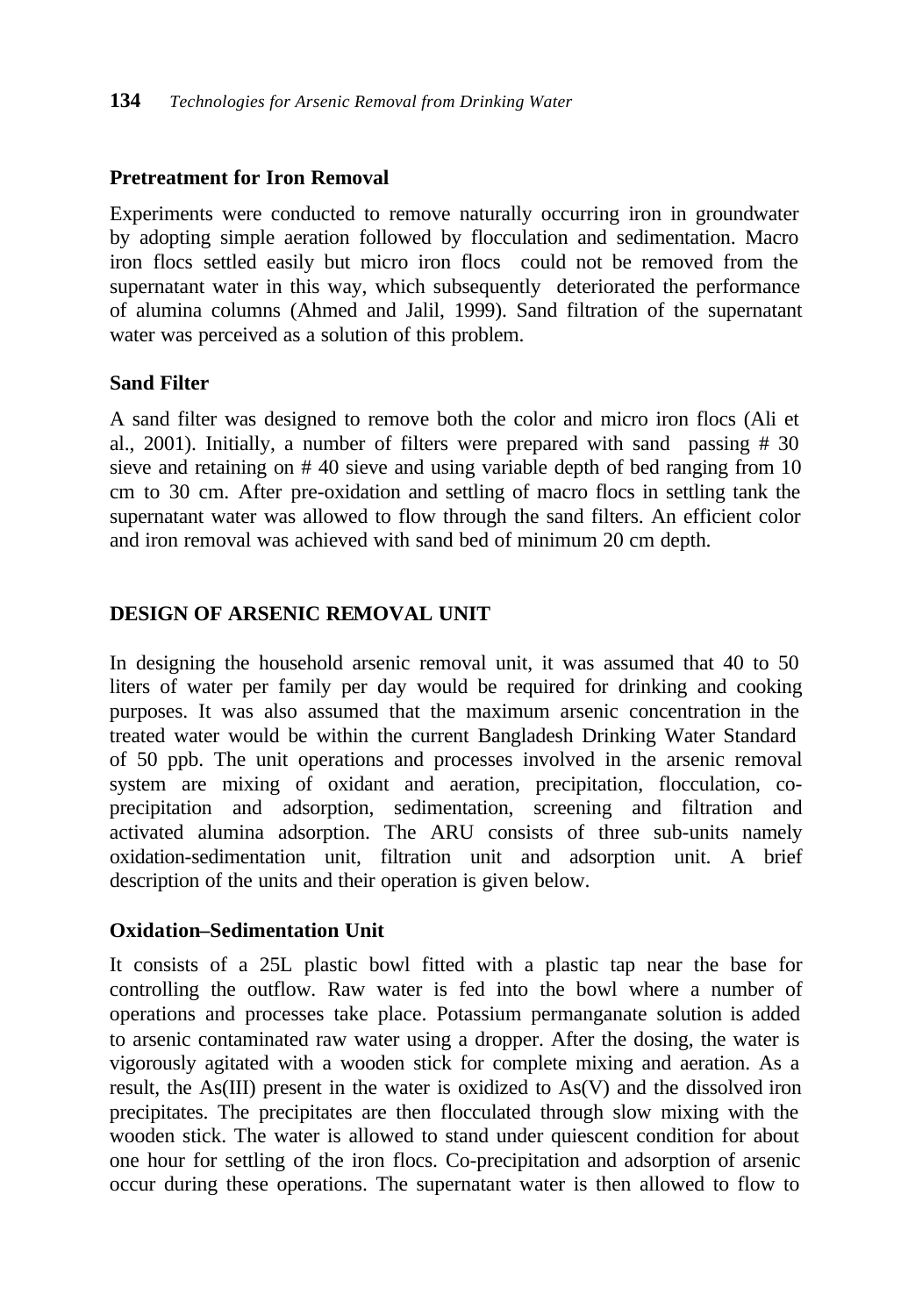### Pretreatment for Iron Removal

Experiments were conducted to remove naturally occurring iron in groundwater by adopting simple aeration followed by flocculation and sedimentation. Macro iron flocs settled easily but micro iron flocs could not be removed from the supernatant water in this way, which subsequently deteriorated the performance of alumina columns (Ahmed and Jalil, 1999). Sand filtration of the supernatant water was perceived as a solution of this problem.

### Sand Filter

A sand filter was designed to remove both the color and micro iron flocs (Ali et al., 2001). Initially, a number of filters were prepared with sand passing # 30 sieve and retaining on # 40 sieve and using variable depth of bed ranging from 10 cm to 30 cm. After pre-oxidation and settling of macro flocs in settling tank the supernatant water was allowed to flow through the sand filters. An efficient color and iron removal was achieved with sand bed of minimum 20 cm depth.

## DESIGN OF ARSENIC REMOVAL UNIT

In designing the household arsenic removal unit, it was assumed that 40 to 50 liters of water per family per day would be required for drinking and cooking purposes. It was also assumed that the maximum arsenic concentration in the treated water would be within the current Bangladesh Drinking Water Standard of 50 ppb. The unit operations and processes involved in the arsenic removal system are mixing of oxidant and aeration, precipitation, flocculation, co-precipitation and adsorption, sedimentation, screening and filtration and activated alumina adsorption. The ARU consists of three sub-units namely oxidation-sedimentation unit, filtration unit and adsorption unit. A brief description of the units and their operation is given below.

### Oxidation–Sedimentation Unit

It consists of a 25L plastic bowl fitted with a plastic tap near the base for controlling the outflow. Raw water is fed into the bowl where a number of operations and processes take place. Potassium permanganate solution is added to arsenic contaminated raw water using a dropper. After the dosing, the water is vigorously agitated with a wooden stick for complete mixing and aeration. As a result, the As(III) present in the water is oxidized to As(V) and the dissolved iron precipitates. The precipitates are then flocculated through slow mixing with the wooden stick. The water is allowed to stand under quiescent condition for about one hour for settling of the iron flocs. Co-precipitation and adsorption of arsenic occur during these operations. The supernatant water is then allowed to flow to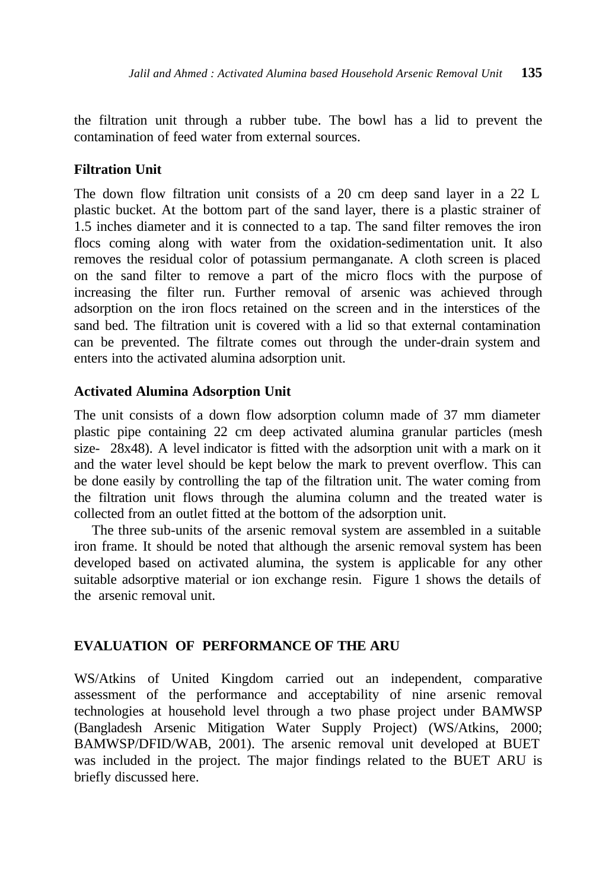the filtration unit through a rubber tube. The bowl has a lid to prevent the contamination of feed water from external sources.

### Filtration Unit

The down flow filtration unit consists of a 20 cm deep sand layer in a 22 L plastic bucket. At the bottom part of the sand layer, there is a plastic strainer of 1.5 inches diameter and it is connected to a tap. The sand filter removes the iron flocs coming along with water from the oxidation-sedimentation unit. It also removes the residual color of potassium permanganate. A cloth screen is placed on the sand filter to remove a part of the micro flocs with the purpose of increasing the filter run. Further removal of arsenic was achieved through adsorption on the iron flocs retained on the screen and in the interstices of the sand bed. The filtration unit is covered with a lid so that external contamination can be prevented. The filtrate comes out through the under-drain system and enters into the activated alumina adsorption unit.

### Activated Alumina Adsorption Unit

The unit consists of a down flow adsorption column made of 37 mm diameter plastic pipe containing 22 cm deep activated alumina granular particles (mesh size- 28x48). A level indicator is fitted with the adsorption unit with a mark on it and the water level should be kept below the mark to prevent overflow. This can be done easily by controlling the tap of the filtration unit. The water coming from the filtration unit flows through the alumina column and the treated water is collected from an outlet fitted at the bottom of the adsorption unit.

The three sub-units of the arsenic removal system are assembled in a suitable iron frame. It should be noted that although the arsenic removal system has been developed based on activated alumina, the system is applicable for any other suitable adsorptive material or ion exchange resin. Figure 1 shows the details of the arsenic removal unit.

## EVALUATION OF PERFORMANCE OF THE ARU

WS/Atkins of United Kingdom carried out an independent, comparative assessment of the performance and acceptability of nine arsenic removal technologies at household level through a two phase project under BAMWSP (Bangladesh Arsenic Mitigation Water Supply Project) (WS/Atkins, 2000; BAMWSP/DFID/WAB, 2001). The arsenic removal unit developed at BUET was included in the project. The major findings related to the BUET ARU is briefly discussed here.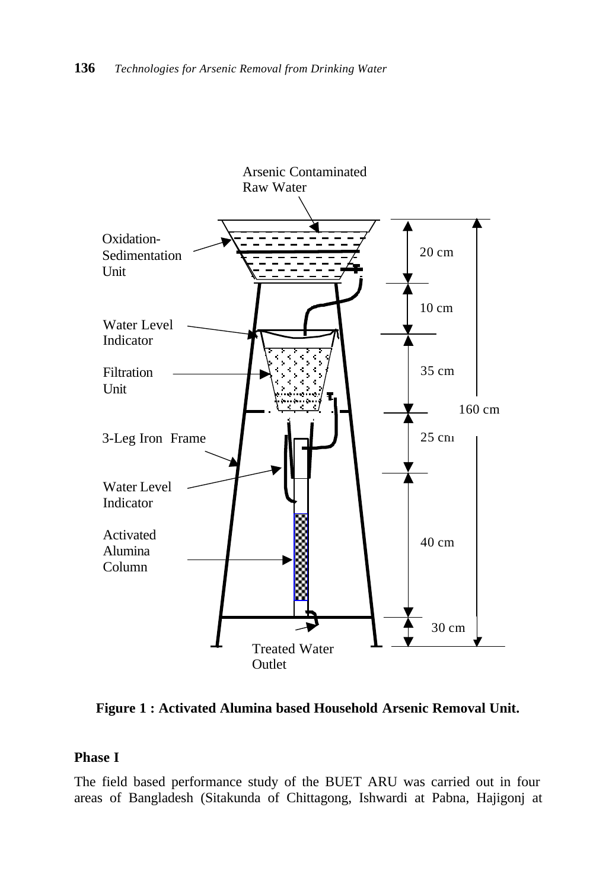Arsenic Contaminated Raw Water

Oxidation-Sedimentation Unit

Water Level Indicator

Filtration Unit

3-Leg Iron Frame

Water Level Indicator

Activated Alumina Column

Treated Water Outlet

20 cm

10 cm

35 cm

25 cm

40 cm

30 cm

160 cm

**Figure 1 : Activated Alumina based Household Arsenic Removal Unit.**

**Phase I**

The field based performance study of the BUET ARU was carried out in four areas of Bangladesh (Sitakunda of Chittagong, Ishwardi at Pabna, Hajigonj at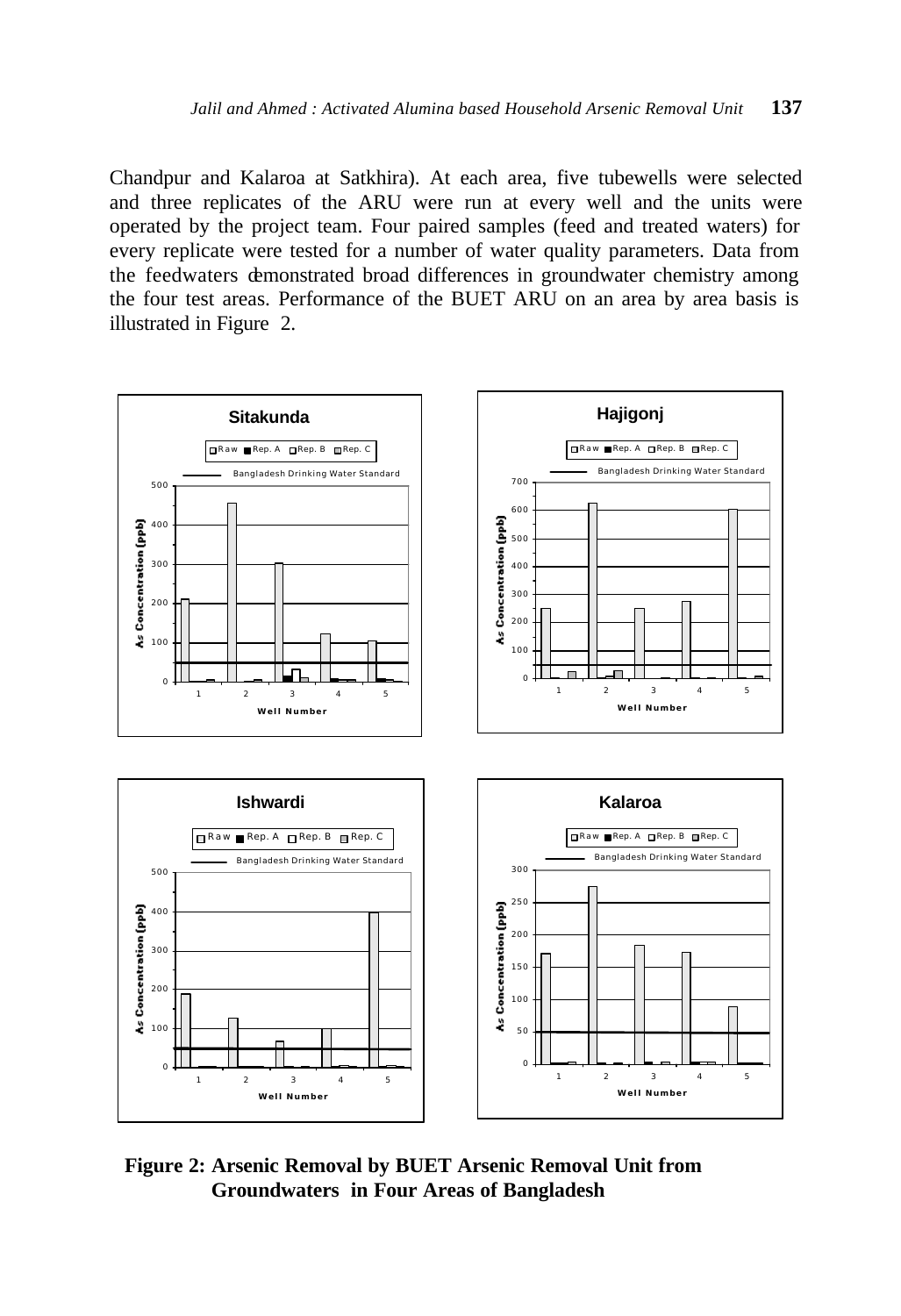Chandpur and Kalaroa at Satkhira). At each area, five tubewells were selected and three replicates of the ARU were run at every well and the units were operated by the project team. Four paired samples (feed and treated waters) for every replicate were tested for a number of water quality parameters. Data from the feedwaters demonstrated broad differences in groundwater chemistry among the four test areas. Performance of the BUET ARU on an area by area basis is illustrated in Figure 2.

**Figure 2: Arsenic Removal by BUET Arsenic Removal Unit from Groundwaters in Four Areas of Bangladesh**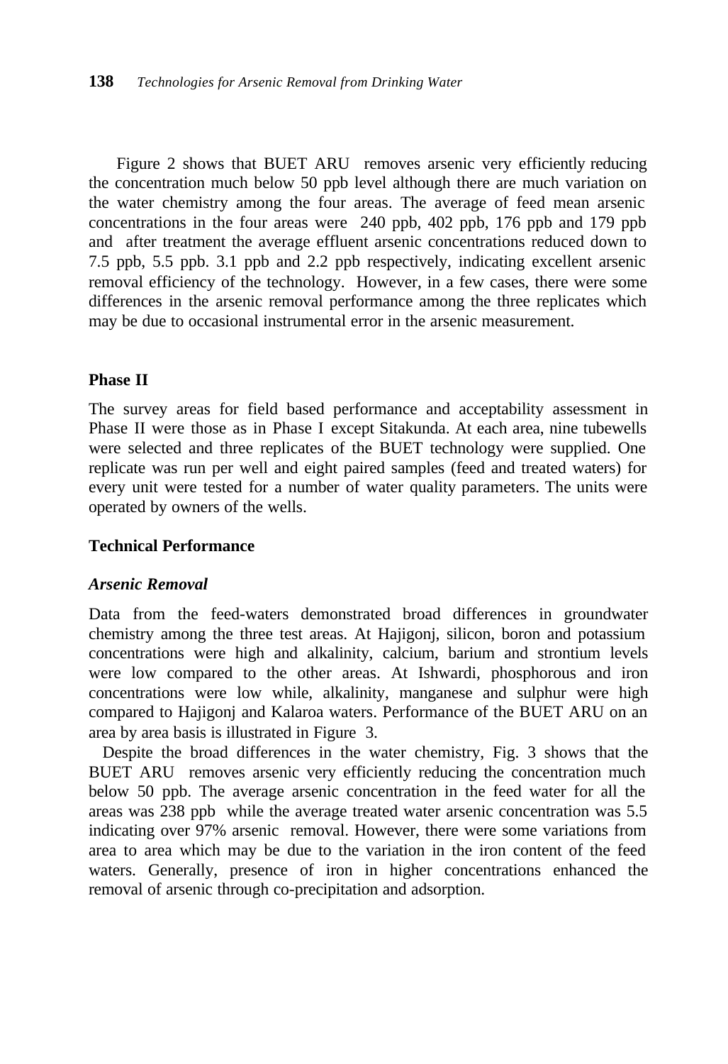Figure 2 shows that BUET ARU removes arsenic very efficiently reducing the concentration much below 50 ppb level although there are much variation on the water chemistry among the four areas. The average of feed mean arsenic concentrations in the four areas were 240 ppb, 402 ppb, 176 ppb and 179 ppb and after treatment the average effluent arsenic concentrations reduced down to 7.5 ppb, 5.5 ppb. 3.1 ppb and 2.2 ppb respectively, indicating excellent arsenic removal efficiency of the technology. However, in a few cases, there were some differences in the arsenic removal performance among the three replicates which may be due to occasional instrumental error in the arsenic measurement.

**Phase II**

The survey areas for field based performance and acceptability assessment in Phase II were those as in Phase I except Sitakunda. At each area, nine tubewells were selected and three replicates of the BUET technology were supplied. One replicate was run per well and eight paired samples (feed and treated waters) for every unit were tested for a number of water quality parameters. The units were operated by owners of the wells.

**Technical Performance**

***Arsenic Removal***

Data from the feed-waters demonstrated broad differences in groundwater chemistry among the three test areas. At Hajigonj, silicon, boron and potassium concentrations were high and alkalinity, calcium, barium and strontium levels were low compared to the other areas. At Ishwardi, phosphorous and iron concentrations were low while, alkalinity, manganese and sulphur were high compared to Hajigonj and Kalaroa waters. Performance of the BUET ARU on an area by area basis is illustrated in Figure 3.

Despite the broad differences in the water chemistry, Fig. 3 shows that the BUET ARU removes arsenic very efficiently reducing the concentration much below 50 ppb. The average arsenic concentration in the feed water for all the areas was 238 ppb while the average treated water arsenic concentration was 5.5 indicating over 97% arsenic removal. However, there were some variations from area to area which may be due to the variation in the iron content of the feed waters. Generally, presence of iron in higher concentrations enhanced the removal of arsenic through co-precipitation and adsorption.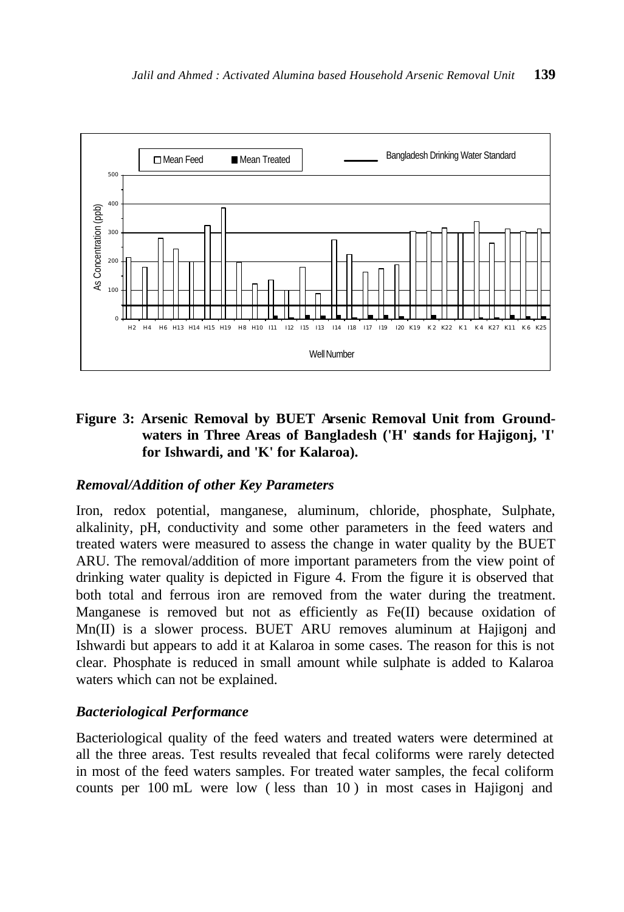**Figure 3: Arsenic Removal by BUET Arsenic Removal Unit from Groundwaters in Three Areas of Bangladesh ('H' stands for Hajigonj, 'I' for Ishwardi, and 'K' for Kalaroa).**

### *Removal/Addition of other Key Parameters*

Iron, redox potential, manganese, aluminum, chloride, phosphate, Sulphate, alkalinity, pH, conductivity and some other parameters in the feed waters and treated waters were measured to assess the change in water quality by the BUET ARU. The removal/addition of more important parameters from the view point of drinking water quality is depicted in Figure 4. From the figure it is observed that both total and ferrous iron are removed from the water during the treatment. Manganese is removed but not as efficiently as Fe(II) because oxidation of Mn(II) is a slower process. BUET ARU removes aluminum at Hajigonj and Ishwardi but appears to add it at Kalaroa in some cases. The reason for this is not clear. Phosphate is reduced in small amount while sulphate is added to Kalaroa waters which can not be explained.

### *Bacteriological Performance*

Bacteriological quality of the feed waters and treated waters were determined at all the three areas. Test results revealed that fecal coliforms were rarely detected in most of the feed waters samples. For treated water samples, the fecal coliform counts per 100 mL were low ( less than 10 ) in most cases in Hajigonj and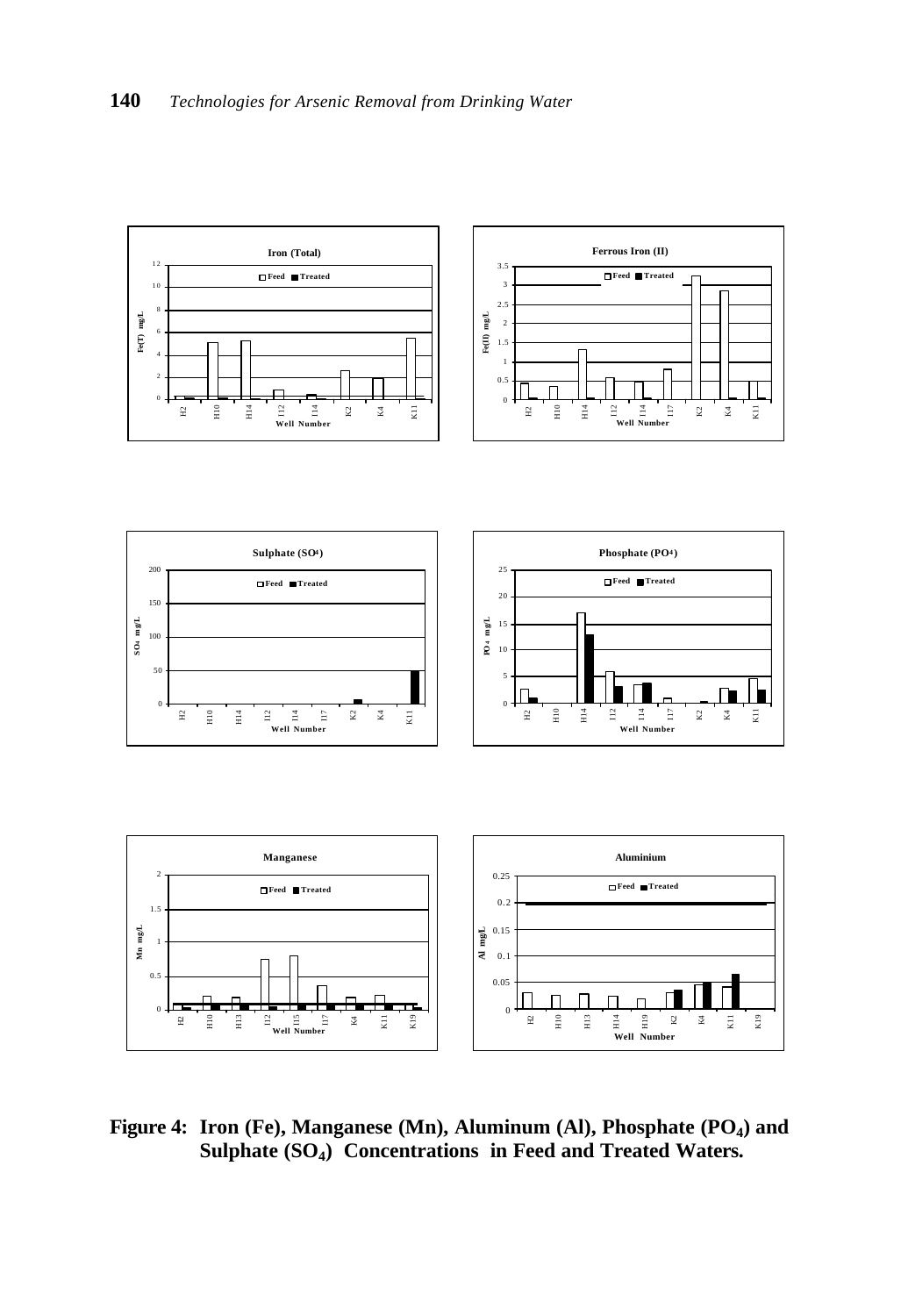**Figure 4: Iron (Fe), Manganese (Mn), Aluminum (Al), Phosphate ($PO_4$) and Sulphate ($SO_4$) Concentrations in Feed and Treated Waters.**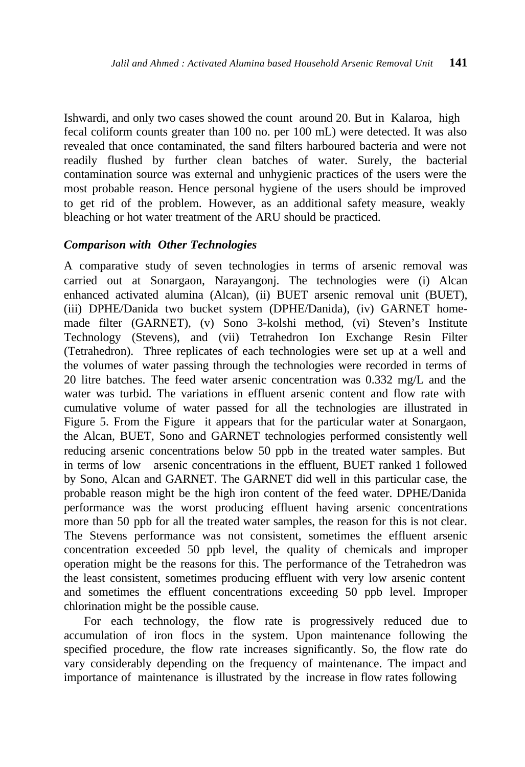Ishwardi, and only two cases showed the count around 20. But in Kalaroa, high fecal coliform counts greater than 100 no. per 100 mL) were detected. It was also revealed that once contaminated, the sand filters harboured bacteria and were not readily flushed by further clean batches of water. Surely, the bacterial contamination source was external and unhygienic practices of the users were the most probable reason. Hence personal hygiene of the users should be improved to get rid of the problem. However, as an additional safety measure, weakly bleaching or hot water treatment of the ARU should be practiced.

### *Comparison with Other Technologies*

A comparative study of seven technologies in terms of arsenic removal was carried out at Sonargaon, Narayangonj. The technologies were (i) Alcan enhanced activated alumina (Alcan), (ii) BUET arsenic removal unit (BUET), (iii) DPHE/Danida two bucket system (DPHE/Danida), (iv) GARNET home-made filter (GARNET), (v) Sono 3-kolshi method, (vi) Steven's Institute Technology (Stevens), and (vii) Tetrahedron Ion Exchange Resin Filter (Tetrahedron). Three replicates of each technologies were set up at a well and the volumes of water passing through the technologies were recorded in terms of 20 litre batches. The feed water arsenic concentration was 0.332 mg/L and the water was turbid. The variations in effluent arsenic content and flow rate with cumulative volume of water passed for all the technologies are illustrated in Figure 5. From the Figure it appears that for the particular water at Sonargaon, the Alcan, BUET, Sono and GARNET technologies performed consistently well reducing arsenic concentrations below 50 ppb in the treated water samples. But in terms of low arsenic concentrations in the effluent, BUET ranked 1 followed by Sono, Alcan and GARNET. The GARNET did well in this particular case, the probable reason might be the high iron content of the feed water. DPHE/Danida performance was the worst producing effluent having arsenic concentrations more than 50 ppb for all the treated water samples, the reason for this is not clear. The Stevens performance was not consistent, sometimes the effluent arsenic concentration exceeded 50 ppb level, the quality of chemicals and improper operation might be the reasons for this. The performance of the Tetrahedron was the least consistent, sometimes producing effluent with very low arsenic content and sometimes the effluent concentrations exceeding 50 ppb level. Improper chlorination might be the possible cause.

For each technology, the flow rate is progressively reduced due to accumulation of iron flocs in the system. Upon maintenance following the specified procedure, the flow rate increases significantly. So, the flow rate do vary considerably depending on the frequency of maintenance. The impact and importance of maintenance is illustrated by the increase in flow rates following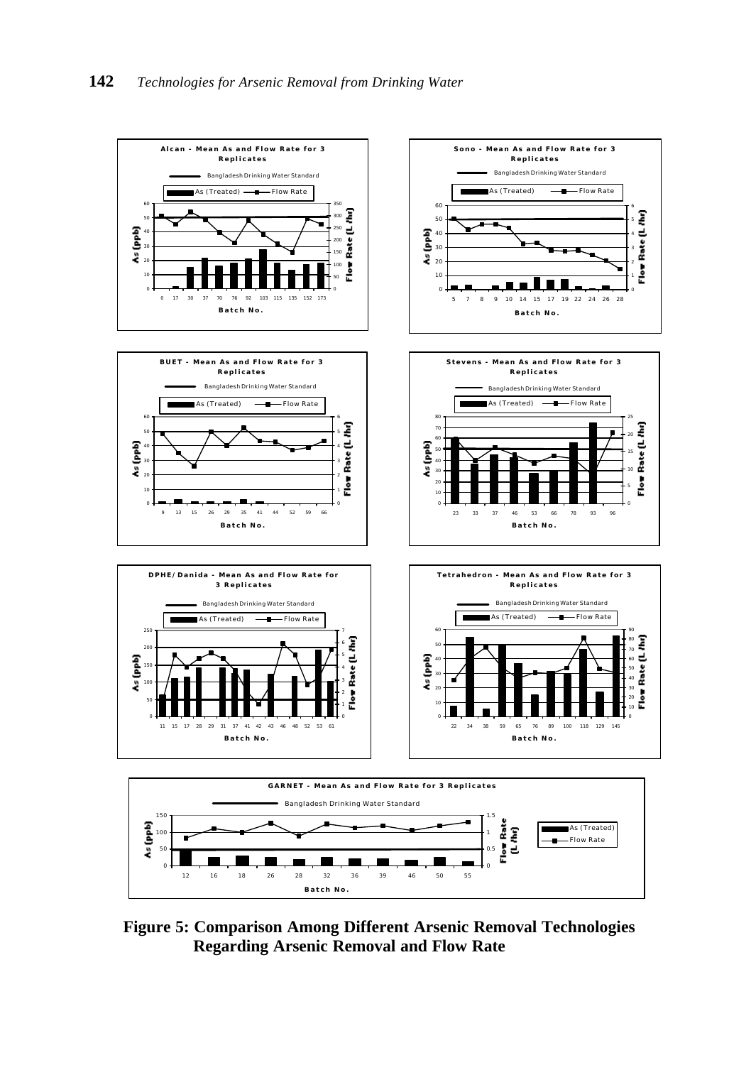**Alcan - Mean As and Flow Rate for 3 Replicates**

Bangladesh Drinking Water Standard

As (Treated) — Flow Rate

As (ppb) / Flow Rate (L/hr)

Batch No.: 0, 17, 30, 37, 70, 76, 92, 103, 115, 135, 152, 173

**Sono - Mean As and Flow Rate for 3 Replicates**

Bangladesh Drinking Water Standard

As (Treated) — Flow Rate

As (ppb) / Flow Rate (L/hr)

Batch No.: 5, 7, 8, 9, 10, 14, 15, 17, 19, 22, 24, 26, 28

**BUET - Mean As and Flow Rate for 3 Replicates**

Bangladesh Drinking Water Standard

As (Treated) — Flow Rate

As (ppb) / Flow Rate (L/hr)

Batch No.: 9, 13, 15, 26, 29, 35, 41, 44, 52, 59, 66

**Stevens - Mean As and Flow Rate for 3 Replicates**

Bangladesh Drinking Water Standard

As (Treated) — Flow Rate

As (ppb) / Flow Rate (L/hr)

Batch No.: 23, 33, 37, 46, 53, 66, 78, 93, 96

**DPHE/Danida - Mean As and Flow Rate for 3 Replicates**

Bangladesh Drinking Water Standard

As (Treated) — Flow Rate

As (ppb) / Flow Rate (L/hr)

Batch No.: 11, 15, 17, 28, 29, 31, 37, 41, 42, 43, 46, 48, 52, 53, 61

**Tetrahedron - Mean As and Flow Rate for 3 Replicates**

Bangladesh Drinking Water Standard

As (Treated) — Flow Rate

As (ppb) / Flow Rate (L/hr)

Batch No.: 22, 34, 38, 59, 65, 76, 89, 100, 118, 129, 145

**GARNET - Mean As and Flow Rate for 3 Replicates**

Bangladesh Drinking Water Standard

As (Treated) — Flow Rate

As (ppb) / Flow Rate (L/hr)

Batch No.: 12, 16, 18, 26, 28, 32, 36, 39, 46, 50, 55

**Figure 5: Comparison Among Different Arsenic Removal Technologies Regarding Arsenic Removal and Flow Rate**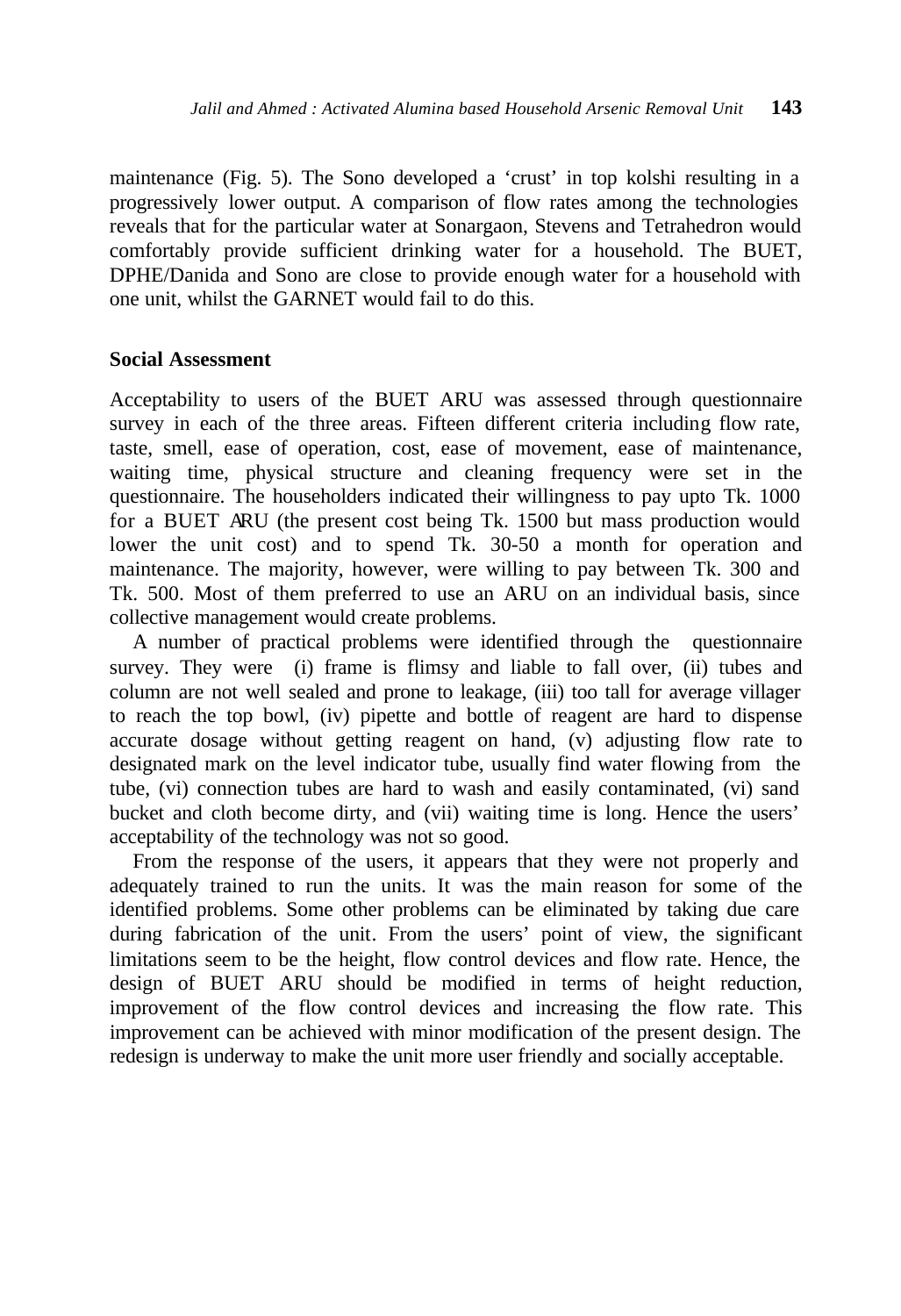maintenance (Fig. 5). The Sono developed a 'crust' in top kolshi resulting in a progressively lower output. A comparison of flow rates among the technologies reveals that for the particular water at Sonargaon, Stevens and Tetrahedron would comfortably provide sufficient drinking water for a household. The BUET, DPHE/Danida and Sono are close to provide enough water for a household with one unit, whilst the GARNET would fail to do this.

## Social Assessment

Acceptability to users of the BUET ARU was assessed through questionnaire survey in each of the three areas. Fifteen different criteria including flow rate, taste, smell, ease of operation, cost, ease of movement, ease of maintenance, waiting time, physical structure and cleaning frequency were set in the questionnaire. The householders indicated their willingness to pay upto Tk. 1000 for a BUET ARU (the present cost being Tk. 1500 but mass production would lower the unit cost) and to spend Tk. 30-50 a month for operation and maintenance. The majority, however, were willing to pay between Tk. 300 and Tk. 500. Most of them preferred to use an ARU on an individual basis, since collective management would create problems.

A number of practical problems were identified through the questionnaire survey. They were (i) frame is flimsy and liable to fall over, (ii) tubes and column are not well sealed and prone to leakage, (iii) too tall for average villager to reach the top bowl, (iv) pipette and bottle of reagent are hard to dispense accurate dosage without getting reagent on hand, (v) adjusting flow rate to designated mark on the level indicator tube, usually find water flowing from the tube, (vi) connection tubes are hard to wash and easily contaminated, (vi) sand bucket and cloth become dirty, and (vii) waiting time is long. Hence the users' acceptability of the technology was not so good.

From the response of the users, it appears that they were not properly and adequately trained to run the units. It was the main reason for some of the identified problems. Some other problems can be eliminated by taking due care during fabrication of the unit. From the users' point of view, the significant limitations seem to be the height, flow control devices and flow rate. Hence, the design of BUET ARU should be modified in terms of height reduction, improvement of the flow control devices and increasing the flow rate. This improvement can be achieved with minor modification of the present design. The redesign is underway to make the unit more user friendly and socially acceptable.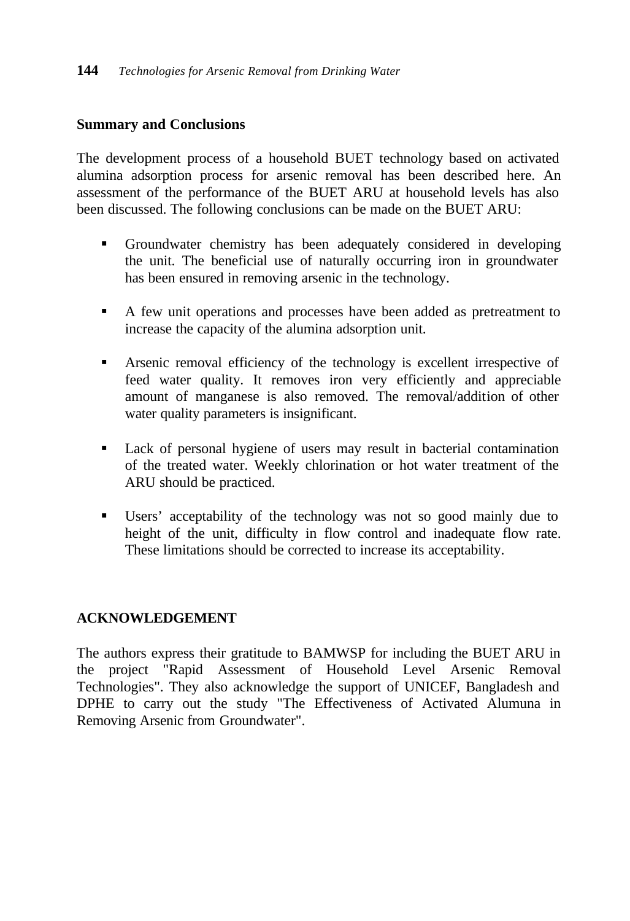## Summary and Conclusions

The development process of a household BUET technology based on activated alumina adsorption process for arsenic removal has been described here. An assessment of the performance of the BUET ARU at household levels has also been discussed. The following conclusions can be made on the BUET ARU:

- Groundwater chemistry has been adequately considered in developing the unit. The beneficial use of naturally occurring iron in groundwater has been ensured in removing arsenic in the technology.
- A few unit operations and processes have been added as pretreatment to increase the capacity of the alumina adsorption unit.
- Arsenic removal efficiency of the technology is excellent irrespective of feed water quality. It removes iron very efficiently and appreciable amount of manganese is also removed. The removal/addition of other water quality parameters is insignificant.
- Lack of personal hygiene of users may result in bacterial contamination of the treated water. Weekly chlorination or hot water treatment of the ARU should be practiced.
- Users' acceptability of the technology was not so good mainly due to height of the unit, difficulty in flow control and inadequate flow rate. These limitations should be corrected to increase its acceptability.

## ACKNOWLEDGEMENT

The authors express their gratitude to BAMWSP for including the BUET ARU in the project "Rapid Assessment of Household Level Arsenic Removal Technologies". They also acknowledge the support of UNICEF, Bangladesh and DPHE to carry out the study "The Effectiveness of Activated Alumuna in Removing Arsenic from Groundwater".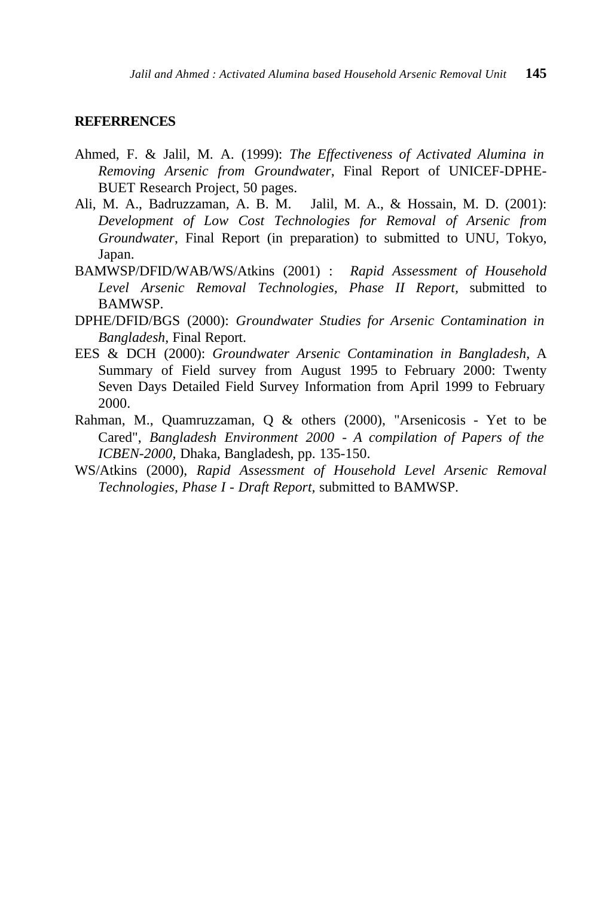## REFERRENCES

Ahmed, F. & Jalil, M. A. (1999): *The Effectiveness of Activated Alumina in Removing Arsenic from Groundwater*, Final Report of UNICEF-DPHE-BUET Research Project, 50 pages.

Ali, M. A., Badruzzaman, A. B. M. Jalil, M. A., & Hossain, M. D. (2001): *Development of Low Cost Technologies for Removal of Arsenic from Groundwater*, Final Report (in preparation) to submitted to UNU, Tokyo, Japan.

BAMWSP/DFID/WAB/WS/Atkins (2001) : *Rapid Assessment of Household Level Arsenic Removal Technologies, Phase II Report*, submitted to BAMWSP.

DPHE/DFID/BGS (2000): *Groundwater Studies for Arsenic Contamination in Bangladesh*, Final Report.

EES & DCH (2000): *Groundwater Arsenic Contamination in Bangladesh*, A Summary of Field survey from August 1995 to February 2000: Twenty Seven Days Detailed Field Survey Information from April 1999 to February 2000.

Rahman, M., Quamruzzaman, Q & others (2000), "Arsenicosis - Yet to be Cared", *Bangladesh Environment 2000 - A compilation of Papers of the ICBEN-2000*, Dhaka, Bangladesh, pp. 135-150.

WS/Atkins (2000), *Rapid Assessment of Household Level Arsenic Removal Technologies, Phase I - Draft Report*, submitted to BAMWSP.